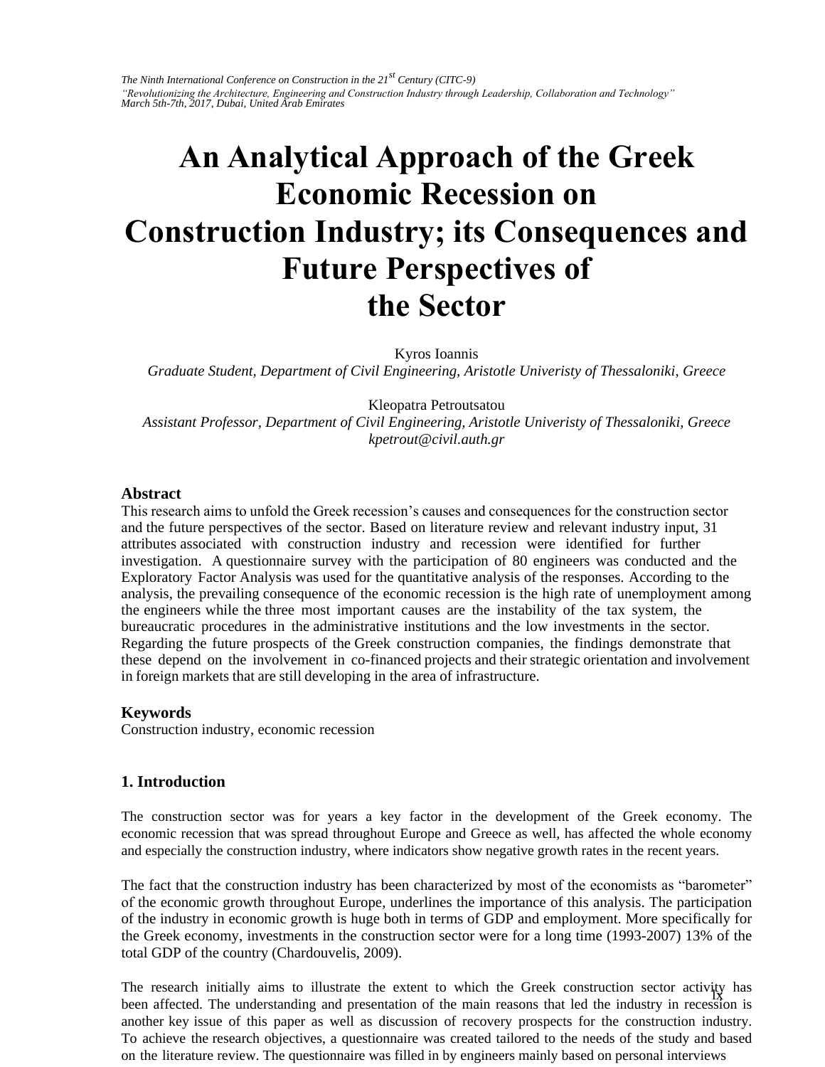# An Analytical Approach of the Greek Economic Recession on Construction Industry; its Consequences and Future Perspectives of the Sector

Kyros Ioannis
*Graduate Student, Department of Civil Engineering, Aristotle Univeristy of Thessaloniki, Greece*

Kleopatra Petroutsatou
*Assistant Professor, Department of Civil Engineering, Aristotle Univeristy of Thessaloniki, Greece*
*kpetrout@civil.auth.gr*

## Abstract

This research aims to unfold the Greek recession's causes and consequences for the construction sector and the future perspectives of the sector. Based on literature review and relevant industry input, 31 attributes associated with construction industry and recession were identified for further investigation. A questionnaire survey with the participation of 80 engineers was conducted and the Exploratory Factor Analysis was used for the quantitative analysis of the responses. According to the analysis, the prevailing consequence of the economic recession is the high rate of unemployment among the engineers while the three most important causes are the instability of the tax system, the bureaucratic procedures in the administrative institutions and the low investments in the sector. Regarding the future prospects of the Greek construction companies, the findings demonstrate that these depend on the involvement in co-financed projects and their strategic orientation and involvement in foreign markets that are still developing in the area of infrastructure.

## Keywords

Construction industry, economic recession

## 1. Introduction

The construction sector was for years a key factor in the development of the Greek economy. The economic recession that was spread throughout Europe and Greece as well, has affected the whole economy and especially the construction industry, where indicators show negative growth rates in the recent years.

The fact that the construction industry has been characterized by most of the economists as "barometer" of the economic growth throughout Europe, underlines the importance of this analysis. The participation of the industry in economic growth is huge both in terms of GDP and employment. More specifically for the Greek economy, investments in the construction sector were for a long time (1993-2007) 13% of the total GDP of the country (Chardouvelis, 2009).

The research initially aims to illustrate the extent to which the Greek construction sector activity has been affected. The understanding and presentation of the main reasons that led the industry in recession is another key issue of this paper as well as discussion of recovery prospects for the construction industry. To achieve the research objectives, a questionnaire was created tailored to the needs of the study and based on the literature review. The questionnaire was filled in by engineers mainly based on personal interviews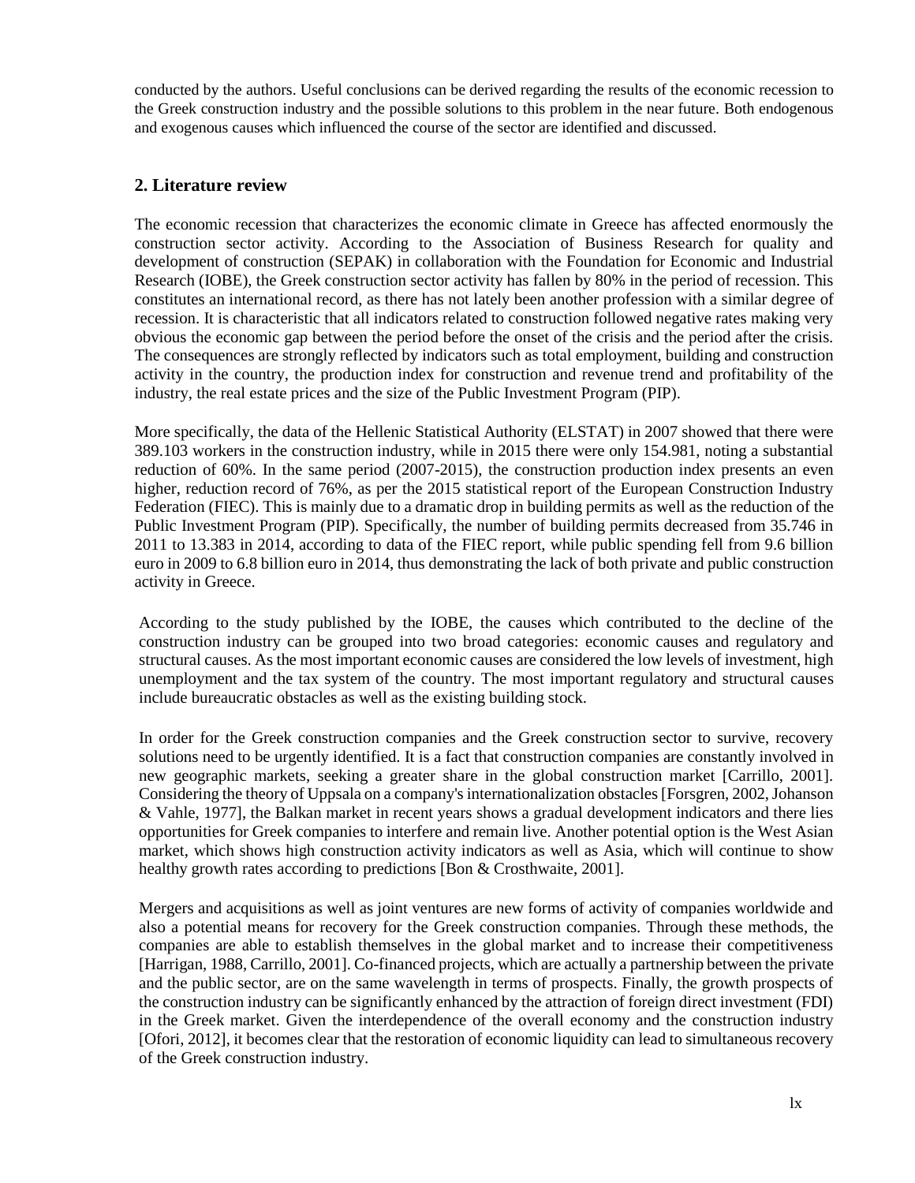conducted by the authors. Useful conclusions can be derived regarding the results of the economic recession to the Greek construction industry and the possible solutions to this problem in the near future. Both endogenous and exogenous causes which influenced the course of the sector are identified and discussed.

## 2. Literature review

The economic recession that characterizes the economic climate in Greece has affected enormously the construction sector activity. According to the Association of Business Research for quality and development of construction (SEPAK) in collaboration with the Foundation for Economic and Industrial Research (IOBE), the Greek construction sector activity has fallen by 80% in the period of recession. This constitutes an international record, as there has not lately been another profession with a similar degree of recession. It is characteristic that all indicators related to construction followed negative rates making very obvious the economic gap between the period before the onset of the crisis and the period after the crisis. The consequences are strongly reflected by indicators such as total employment, building and construction activity in the country, the production index for construction and revenue trend and profitability of the industry, the real estate prices and the size of the Public Investment Program (PIP).

More specifically, the data of the Hellenic Statistical Authority (ELSTAT) in 2007 showed that there were 389.103 workers in the construction industry, while in 2015 there were only 154.981, noting a substantial reduction of 60%. In the same period (2007-2015), the construction production index presents an even higher, reduction record of 76%, as per the 2015 statistical report of the European Construction Industry Federation (FIEC). This is mainly due to a dramatic drop in building permits as well as the reduction of the Public Investment Program (PIP). Specifically, the number of building permits decreased from 35.746 in 2011 to 13.383 in 2014, according to data of the FIEC report, while public spending fell from 9.6 billion euro in 2009 to 6.8 billion euro in 2014, thus demonstrating the lack of both private and public construction activity in Greece.

According to the study published by the IOBE, the causes which contributed to the decline of the construction industry can be grouped into two broad categories: economic causes and regulatory and structural causes. As the most important economic causes are considered the low levels of investment, high unemployment and the tax system of the country. The most important regulatory and structural causes include bureaucratic obstacles as well as the existing building stock.

In order for the Greek construction companies and the Greek construction sector to survive, recovery solutions need to be urgently identified. It is a fact that construction companies are constantly involved in new geographic markets, seeking a greater share in the global construction market [Carrillo, 2001]. Considering the theory of Uppsala on a company's internationalization obstacles [Forsgren, 2002, Johanson & Vahle, 1977], the Balkan market in recent years shows a gradual development indicators and there lies opportunities for Greek companies to interfere and remain live. Another potential option is the West Asian market, which shows high construction activity indicators as well as Asia, which will continue to show healthy growth rates according to predictions [Bon & Crosthwaite, 2001].

Mergers and acquisitions as well as joint ventures are new forms of activity of companies worldwide and also a potential means for recovery for the Greek construction companies. Through these methods, the companies are able to establish themselves in the global market and to increase their competitiveness [Harrigan, 1988, Carrillo, 2001]. Co-financed projects, which are actually a partnership between the private and the public sector, are on the same wavelength in terms of prospects. Finally, the growth prospects of the construction industry can be significantly enhanced by the attraction of foreign direct investment (FDI) in the Greek market. Given the interdependence of the overall economy and the construction industry [Ofori, 2012], it becomes clear that the restoration of economic liquidity can lead to simultaneous recovery of the Greek construction industry.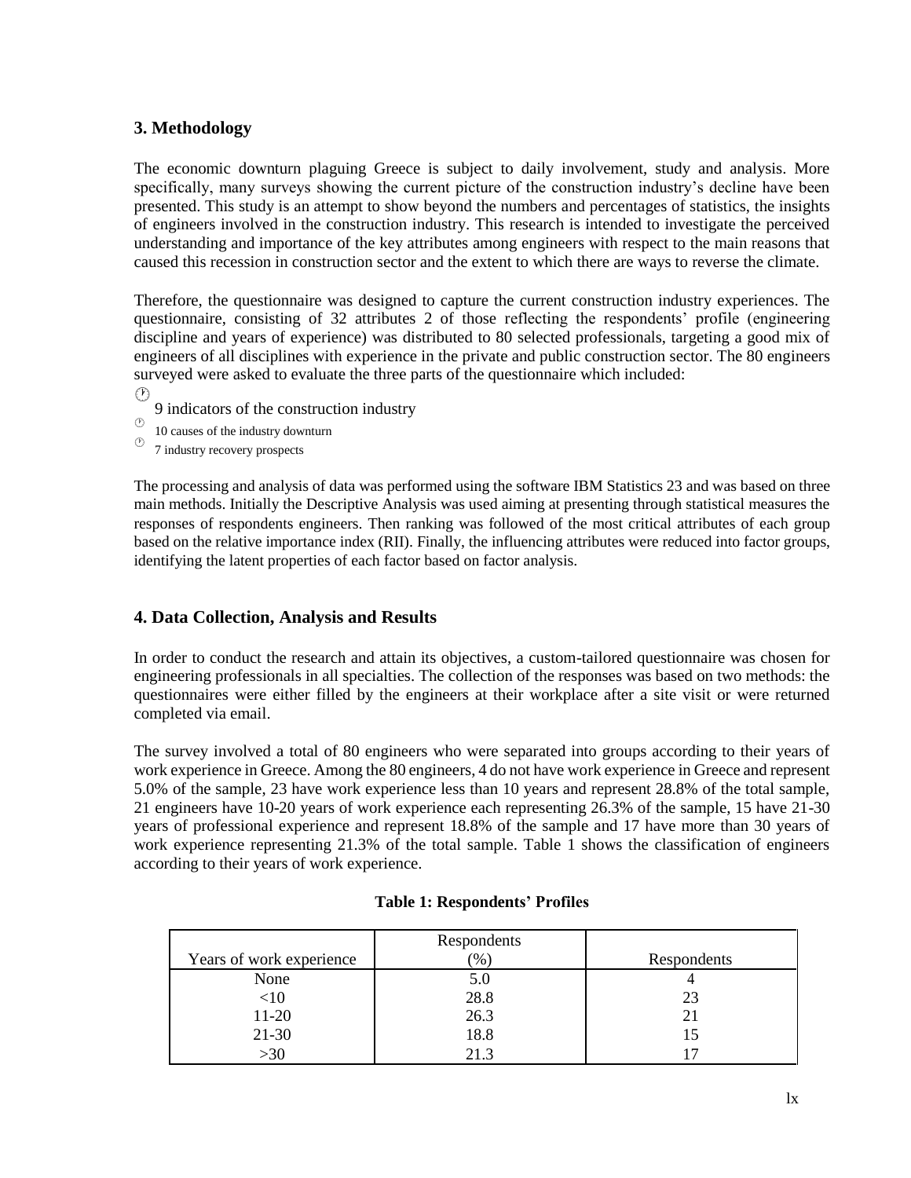## 3. Methodology

The economic downturn plaguing Greece is subject to daily involvement, study and analysis. More specifically, many surveys showing the current picture of the construction industry's decline have been presented. This study is an attempt to show beyond the numbers and percentages of statistics, the insights of engineers involved in the construction industry. This research is intended to investigate the perceived understanding and importance of the key attributes among engineers with respect to the main reasons that caused this recession in construction sector and the extent to which there are ways to reverse the climate.

Therefore, the questionnaire was designed to capture the current construction industry experiences. The questionnaire, consisting of 32 attributes 2 of those reflecting the respondents' profile (engineering discipline and years of experience) was distributed to 80 selected professionals, targeting a good mix of engineers of all disciplines with experience in the private and public construction sector. The 80 engineers surveyed were asked to evaluate the three parts of the questionnaire which included:

- 9 indicators of the construction industry
- 10 causes of the industry downturn
- 7 industry recovery prospects

The processing and analysis of data was performed using the software IBM Statistics 23 and was based on three main methods. Initially the Descriptive Analysis was used aiming at presenting through statistical measures the responses of respondents engineers. Then ranking was followed of the most critical attributes of each group based on the relative importance index (RII). Finally, the influencing attributes were reduced into factor groups, identifying the latent properties of each factor based on factor analysis.

## 4. Data Collection, Analysis and Results

In order to conduct the research and attain its objectives, a custom-tailored questionnaire was chosen for engineering professionals in all specialties. The collection of the responses was based on two methods: the questionnaires were either filled by the engineers at their workplace after a site visit or were returned completed via email.

The survey involved a total of 80 engineers who were separated into groups according to their years of work experience in Greece. Among the 80 engineers, 4 do not have work experience in Greece and represent 5.0% of the sample, 23 have work experience less than 10 years and represent 28.8% of the total sample, 21 engineers have 10-20 years of work experience each representing 26.3% of the sample, 15 have 21-30 years of professional experience and represent 18.8% of the sample and 17 have more than 30 years of work experience representing 21.3% of the total sample. Table 1 shows the classification of engineers according to their years of work experience.

**Table 1: Respondents' Profiles**

| Years of work experience | Respondents (%) | Respondents |
|---|---|---|
| None | 5.0 | 4 |
| <10 | 28.8 | 23 |
| 11-20 | 26.3 | 21 |
| 21-30 | 18.8 | 15 |
| >30 | 21.3 | 17 |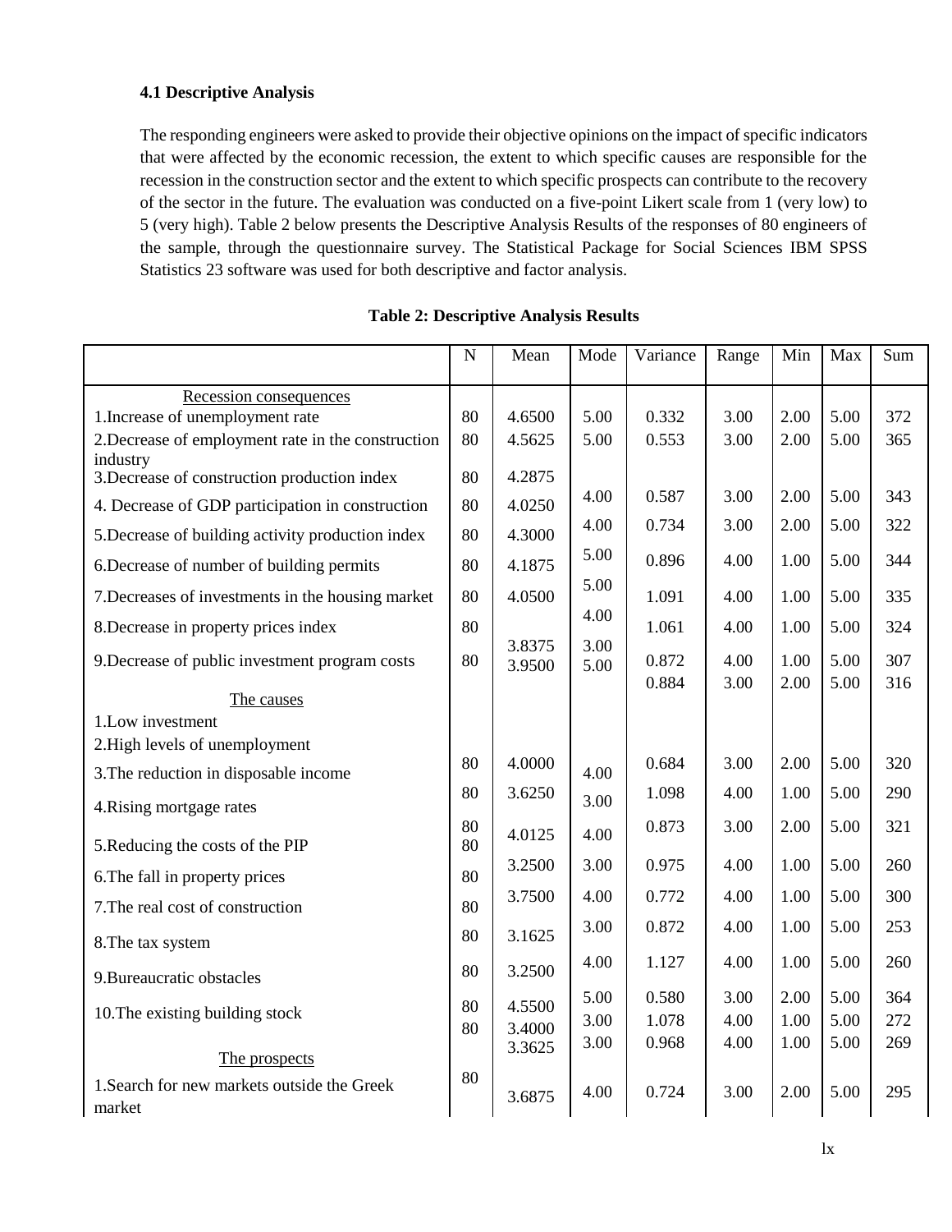**4.1 Descriptive Analysis**

The responding engineers were asked to provide their objective opinions on the impact of specific indicators that were affected by the economic recession, the extent to which specific causes are responsible for the recession in the construction sector and the extent to which specific prospects can contribute to the recovery of the sector in the future. The evaluation was conducted on a five-point Likert scale from 1 (very low) to 5 (very high). Table 2 below presents the Descriptive Analysis Results of the responses of 80 engineers of the sample, through the questionnaire survey. The Statistical Package for Social Sciences IBM SPSS Statistics 23 software was used for both descriptive and factor analysis.

**Table 2: Descriptive Analysis Results**

| | N | Mean | Mode | Variance | Range | Min | Max | Sum |
|---|---|---|---|---|---|---|---|---|
| Recession consequences | | | | | | | | |
| 1.Increase of unemployment rate | 80 | 4.6500 | 5.00 | 0.332 | 3.00 | 2.00 | 5.00 | 372 |
| 2.Decrease of employment rate in the construction industry | 80 | 4.5625 | 5.00 | 0.553 | 3.00 | 2.00 | 5.00 | 365 |
| 3.Decrease of construction production index | 80 | 4.2875 | | | | | | |
| 4. Decrease of GDP participation in construction | 80 | 4.0250 | 4.00 | 0.587 | 3.00 | 2.00 | 5.00 | 343 |
| 5.Decrease of building activity production index | 80 | 4.3000 | 4.00 | 0.734 | 3.00 | 2.00 | 5.00 | 322 |
| 6.Decrease of number of building permits | 80 | 4.1875 | 5.00 | 0.896 | 4.00 | 1.00 | 5.00 | 344 |
| 7.Decreases of investments in the housing market | 80 | 4.0500 | 5.00 | 1.091 | 4.00 | 1.00 | 5.00 | 335 |
| 8.Decrease in property prices index | 80 | | 4.00 | 1.061 | 4.00 | 1.00 | 5.00 | 324 |
| 9.Decrease of public investment program costs | 80 | 3.8375 3.9500 | 3.00 5.00 | 0.872 0.884 | 4.00 3.00 | 1.00 2.00 | 5.00 5.00 | 307 316 |
| The causes | | | | | | | | |
| 1.Low investment | | | | | | | | |
| 2.High levels of unemployment | | | | | | | | |
| 3.The reduction in disposable income | 80 | 4.0000 | 4.00 | 0.684 | 3.00 | 2.00 | 5.00 | 320 |
| 4.Rising mortgage rates | 80 | 3.6250 | 3.00 | 1.098 | 4.00 | 1.00 | 5.00 | 290 |
| 5.Reducing the costs of the PIP | 80 80 | 4.0125 | 4.00 | 0.873 | 3.00 | 2.00 | 5.00 | 321 |
| 6.The fall in property prices | 80 | 3.2500 | 3.00 | 0.975 | 4.00 | 1.00 | 5.00 | 260 |
| 7.The real cost of construction | 80 | 3.7500 | 4.00 | 0.772 | 4.00 | 1.00 | 5.00 | 300 |
| 8.The tax system | 80 | 3.1625 | 3.00 | 0.872 | 4.00 | 1.00 | 5.00 | 253 |
| 9.Bureaucratic obstacles | 80 | 3.2500 | 4.00 | 1.127 | 4.00 | 1.00 | 5.00 | 260 |
| 10.The existing building stock | 80 80 | 4.5500 3.4000 3.3625 | 5.00 3.00 3.00 | 0.580 1.078 0.968 | 3.00 4.00 4.00 | 2.00 1.00 1.00 | 5.00 5.00 5.00 | 364 272 269 |
| The prospects | | | | | | | | |
| 1.Search for new markets outside the Greek market | 80 | 3.6875 | 4.00 | 0.724 | 3.00 | 2.00 | 5.00 | 295 |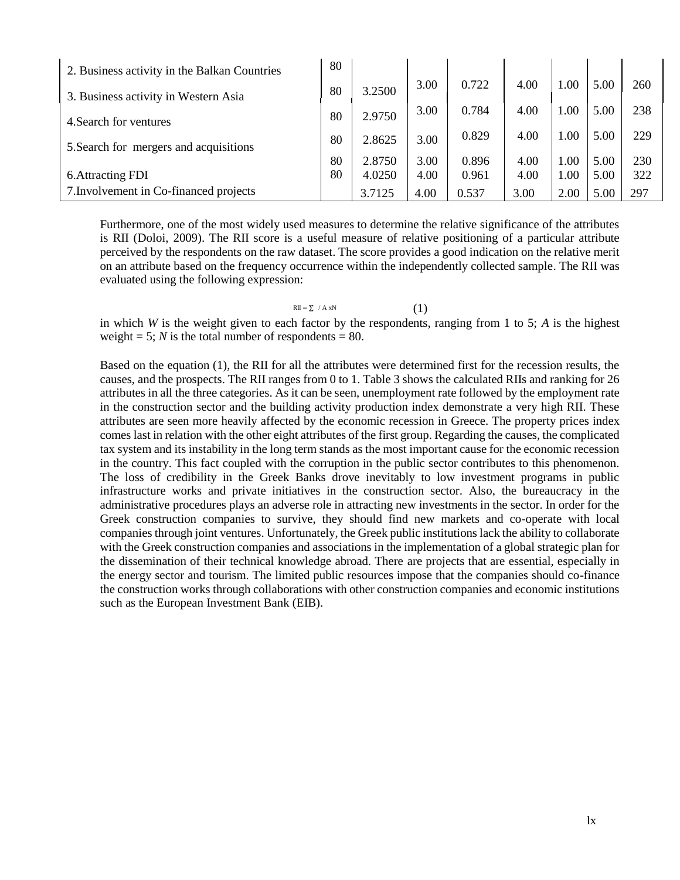| | | | | | | | | |
|---|---|---|---|---|---|---|---|---|
| 2. Business activity in the Balkan Countries | 80 | 3.2500 | 3.00 | 0.722 | 4.00 | 1.00 | 5.00 | 260 |
| 3. Business activity in Western Asia | 80 | 2.9750 | 3.00 | 0.784 | 4.00 | 1.00 | 5.00 | 238 |
| 4.Search for ventures | 80 | 2.8625 | 3.00 | 0.829 | 4.00 | 1.00 | 5.00 | 229 |
| 5.Search for mergers and acquisitions | 80 | 2.8750 | 3.00 | 0.896 | 4.00 | 1.00 | 5.00 | 230 |
| 6.Attracting FDI | 80 | 4.0250 | 4.00 | 0.961 | 4.00 | 1.00 | 5.00 | 322 |
| 7.Involvement in Co-financed projects | | 3.7125 | 4.00 | 0.537 | 3.00 | 2.00 | 5.00 | 297 |

Furthermore, one of the most widely used measures to determine the relative significance of the attributes is RII (Doloi, 2009). The RII score is a useful measure of relative positioning of a particular attribute perceived by the respondents on the raw dataset. The score provides a good indication on the relative merit on an attribute based on the frequency occurrence within the independently collected sample. The RII was evaluated using the following expression:

$$RII = \sum / A \times N \quad (1)$$

in which *W* is the weight given to each factor by the respondents, ranging from 1 to 5; *A* is the highest weight = 5; *N* is the total number of respondents = 80.

Based on the equation (1), the RII for all the attributes were determined first for the recession results, the causes, and the prospects. The RII ranges from 0 to 1. Table 3 shows the calculated RIIs and ranking for 26 attributes in all the three categories. As it can be seen, unemployment rate followed by the employment rate in the construction sector and the building activity production index demonstrate a very high RII. These attributes are seen more heavily affected by the economic recession in Greece. The property prices index comes last in relation with the other eight attributes of the first group. Regarding the causes, the complicated tax system and its instability in the long term stands as the most important cause for the economic recession in the country. This fact coupled with the corruption in the public sector contributes to this phenomenon. The loss of credibility in the Greek Banks drove inevitably to low investment programs in public infrastructure works and private initiatives in the construction sector. Also, the bureaucracy in the administrative procedures plays an adverse role in attracting new investments in the sector. In order for the Greek construction companies to survive, they should find new markets and co-operate with local companies through joint ventures. Unfortunately, the Greek public institutions lack the ability to collaborate with the Greek construction companies and associations in the implementation of a global strategic plan for the dissemination of their technical knowledge abroad. There are projects that are essential, especially in the energy sector and tourism. The limited public resources impose that the companies should co-finance the construction works through collaborations with other construction companies and economic institutions such as the European Investment Bank (EIB).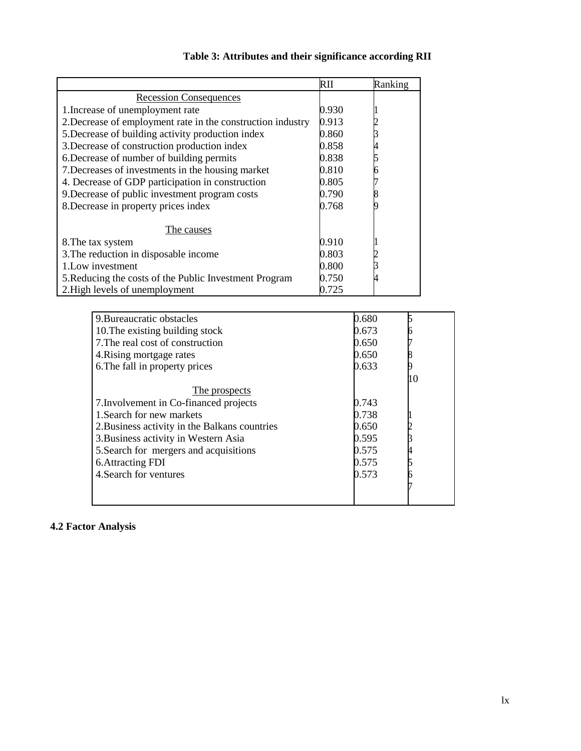**Table 3: Attributes and their significance according RII**

| | RII | Ranking |
|---|---|---|
| Recession Consequences | | |
| 1.Increase of unemployment rate | 0.930 | 1 |
| 2.Decrease of employment rate in the construction industry | 0.913 | 2 |
| 5.Decrease of building activity production index | 0.860 | 3 |
| 3.Decrease of construction production index | 0.858 | 4 |
| 6.Decrease of number of building permits | 0.838 | 5 |
| 7.Decreases of investments in the housing market | 0.810 | 6 |
| 4. Decrease of GDP participation in construction | 0.805 | 7 |
| 9.Decrease of public investment program costs | 0.790 | 8 |
| 8.Decrease in property prices index | 0.768 | 9 |
| The causes | | |
| 8.The tax system | 0.910 | 1 |
| 3.The reduction in disposable income | 0.803 | 2 |
| 1.Low investment | 0.800 | 3 |
| 5.Reducing the costs of the Public Investment Program | 0.750 | 4 |
| 2.High levels of unemployment | 0.725 | |
| 9.Bureaucratic obstacles | 0.680 | 5 |
| 10.The existing building stock | 0.673 | 6 |
| 7.The real cost of construction | 0.650 | 7 |
| 4.Rising mortgage rates | 0.650 | 8 |
| 6.The fall in property prices | 0.633 | 9 |
| | | 10 |
| The prospects | | |
| 7.Involvement in Co-financed projects | 0.743 | |
| 1.Search for new markets | 0.738 | 1 |
| 2.Business activity in the Balkans countries | 0.650 | 2 |
| 3.Business activity in Western Asia | 0.595 | 3 |
| 5.Search for mergers and acquisitions | 0.575 | 4 |
| 6.Attracting FDI | 0.575 | 5 |
| 4.Search for ventures | 0.573 | 6 |
| | | 7 |

## 4.2 Factor Analysis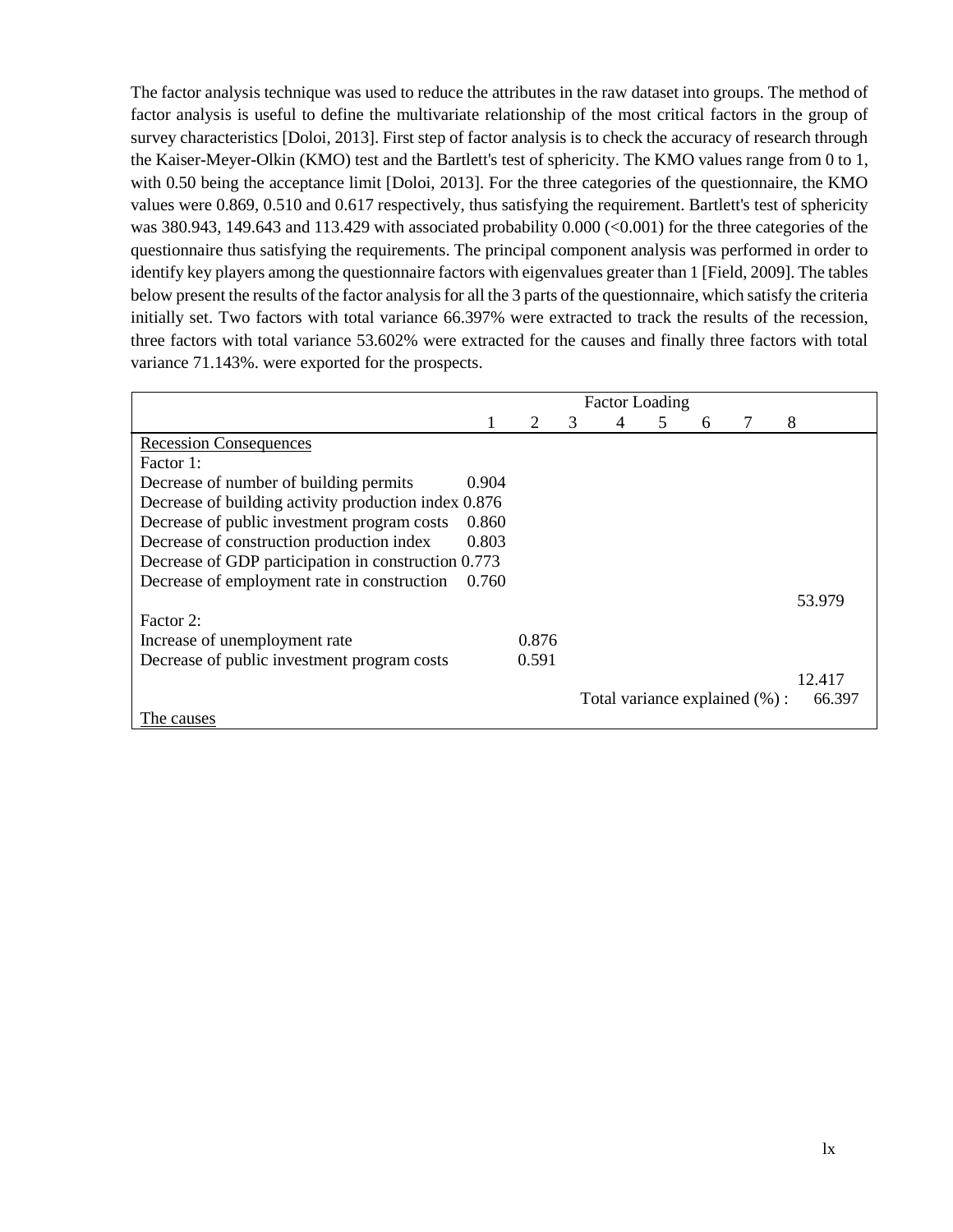The factor analysis technique was used to reduce the attributes in the raw dataset into groups. The method of factor analysis is useful to define the multivariate relationship of the most critical factors in the group of survey characteristics [Doloi, 2013]. First step of factor analysis is to check the accuracy of research through the Kaiser-Meyer-Olkin (KMO) test and the Bartlett's test of sphericity. The KMO values range from 0 to 1, with 0.50 being the acceptance limit [Doloi, 2013]. For the three categories of the questionnaire, the KMO values were 0.869, 0.510 and 0.617 respectively, thus satisfying the requirement. Bartlett's test of sphericity was 380.943, 149.643 and 113.429 with associated probability 0.000 (<0.001) for the three categories of the questionnaire thus satisfying the requirements. The principal component analysis was performed in order to identify key players among the questionnaire factors with eigenvalues greater than 1 [Field, 2009]. The tables below present the results of the factor analysis for all the 3 parts of the questionnaire, which satisfy the criteria initially set. Two factors with total variance 66.397% were extracted to track the results of the recession, three factors with total variance 53.602% were extracted for the causes and finally three factors with total variance 71.143%. were exported for the prospects.

| | Factor Loading | | | | | | | | |
|---|---|---|---|---|---|---|---|---|---|
| | 1 | 2 | 3 | 4 | 5 | 6 | 7 | 8 | |
| Recession Consequences | | | | | | | | | |
| Factor 1: | | | | | | | | | |
| Decrease of number of building permits | 0.904 | | | | | | | | |
| Decrease of building activity production index | 0.876 | | | | | | | | |
| Decrease of public investment program costs | 0.860 | | | | | | | | |
| Decrease of construction production index | 0.803 | | | | | | | | |
| Decrease of GDP participation in construction | 0.773 | | | | | | | | |
| Decrease of employment rate in construction | 0.760 | | | | | | | | |
| | | | | | | | | | 53.979 |
| Factor 2: | | | | | | | | | |
| Increase of unemployment rate | | 0.876 | | | | | | | |
| Decrease of public investment program costs | | 0.591 | | | | | | | |
| | | | | | | | | | 12.417 |
| | | | | Total variance explained (%) : | | | | | 66.397 |
| The causes | | | | | | | | | |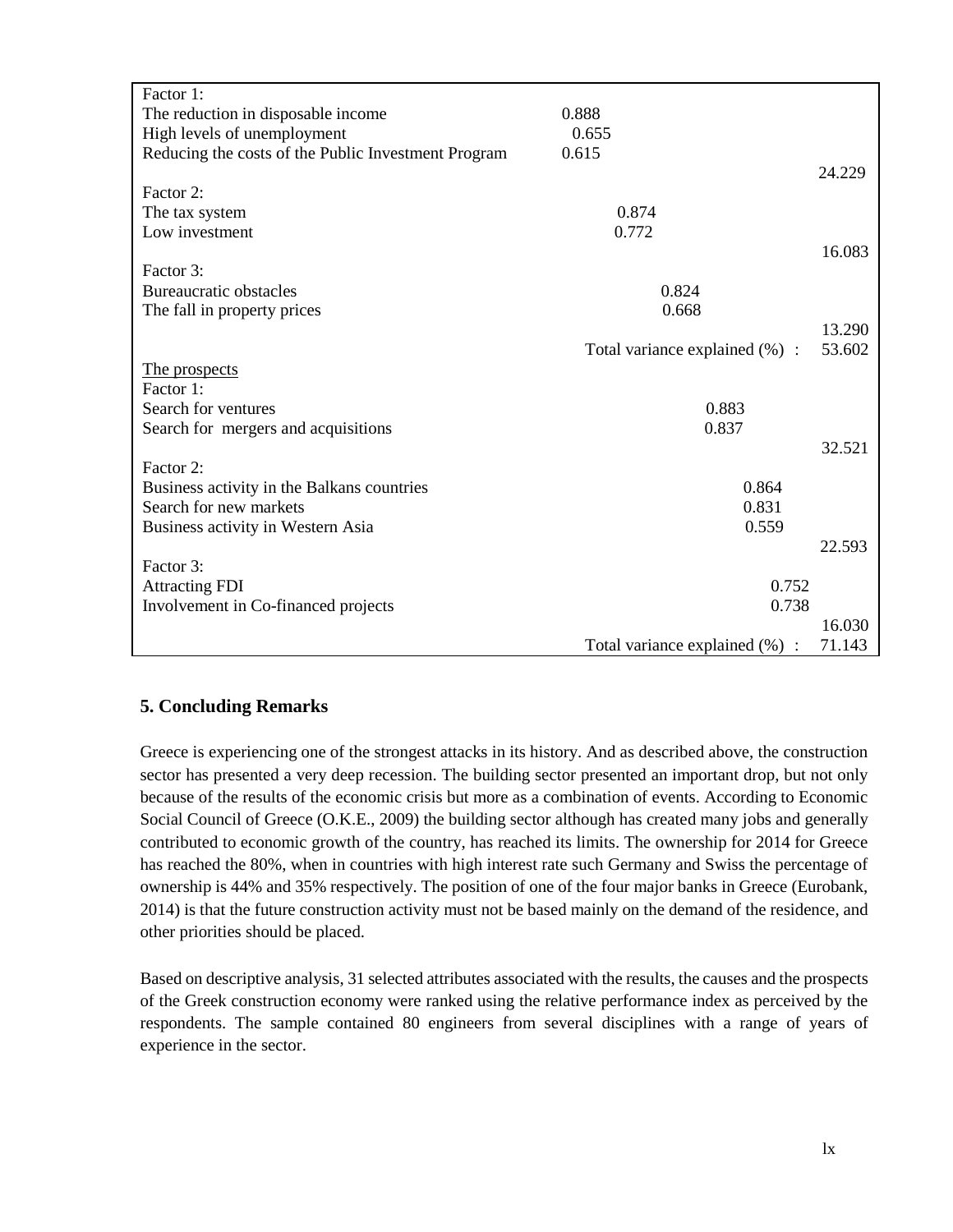| | | | | | | |
|---|---|---|---|---|---|---|
| Factor 1: | | | | | | |
| The reduction in disposable income | 0.888 | | | | | |
| High levels of unemployment | 0.655 | | | | | |
| Reducing the costs of the Public Investment Program | 0.615 | | | | | |
| | | | | | | 24.229 |
| Factor 2: | | | | | | |
| The tax system | | 0.874 | | | | |
| Low investment | | 0.772 | | | | |
| | | | | | | 16.083 |
| Factor 3: | | | | | | |
| Bureaucratic obstacles | | | 0.824 | | | |
| The fall in property prices | | | 0.668 | | | |
| | | | | | | 13.290 |
| | Total variance explained (%) : | | | | | 53.602 |
| The prospects | | | | | | |
| Factor 1: | | | | | | |
| Search for ventures | | | | 0.883 | | |
| Search for mergers and acquisitions | | | | 0.837 | | |
| | | | | | | 32.521 |
| Factor 2: | | | | | | |
| Business activity in the Balkans countries | | | | | 0.864 | |
| Search for new markets | | | | | 0.831 | |
| Business activity in Western Asia | | | | | 0.559 | |
| | | | | | | 22.593 |
| Factor 3: | | | | | | |
| Attracting FDI | | | | | 0.752 | |
| Involvement in Co-financed projects | | | | | 0.738 | |
| | | | | | | 16.030 |
| | Total variance explained (%) : | | | | | 71.143 |

## 5. Concluding Remarks

Greece is experiencing one of the strongest attacks in its history. And as described above, the construction sector has presented a very deep recession. The building sector presented an important drop, but not only because of the results of the economic crisis but more as a combination of events. According to Economic Social Council of Greece (O.K.E., 2009) the building sector although has created many jobs and generally contributed to economic growth of the country, has reached its limits. The ownership for 2014 for Greece has reached the 80%, when in countries with high interest rate such Germany and Swiss the percentage of ownership is 44% and 35% respectively. The position of one of the four major banks in Greece (Eurobank, 2014) is that the future construction activity must not be based mainly on the demand of the residence, and other priorities should be placed.

Based on descriptive analysis, 31 selected attributes associated with the results, the causes and the prospects of the Greek construction economy were ranked using the relative performance index as perceived by the respondents. The sample contained 80 engineers from several disciplines with a range of years of experience in the sector.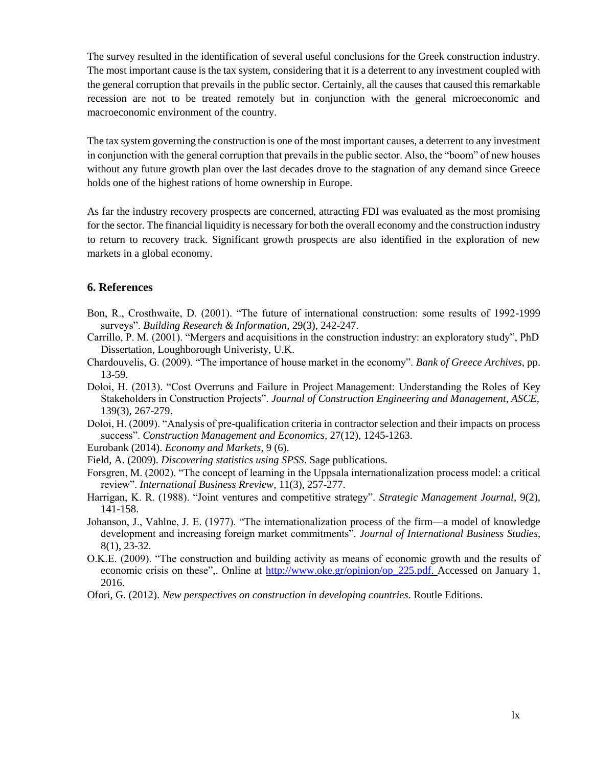The survey resulted in the identification of several useful conclusions for the Greek construction industry. The most important cause is the tax system, considering that it is a deterrent to any investment coupled with the general corruption that prevails in the public sector. Certainly, all the causes that caused this remarkable recession are not to be treated remotely but in conjunction with the general microeconomic and macroeconomic environment of the country.

The tax system governing the construction is one of the most important causes, a deterrent to any investment in conjunction with the general corruption that prevails in the public sector. Also, the "boom" of new houses without any future growth plan over the last decades drove to the stagnation of any demand since Greece holds one of the highest rations of home ownership in Europe.

As far the industry recovery prospects are concerned, attracting FDI was evaluated as the most promising for the sector. The financial liquidity is necessary for both the overall economy and the construction industry to return to recovery track. Significant growth prospects are also identified in the exploration of new markets in a global economy.

## 6. References

Bon, R., Crosthwaite, D. (2001). "The future of international construction: some results of 1992-1999 surveys". *Building Research & Information*, 29(3), 242-247.

Carrillo, P. M. (2001). "Mergers and acquisitions in the construction industry: an exploratory study", PhD Dissertation, Loughborough Univeristy, U.K.

Chardouvelis, G. (2009). "The importance of house market in the economy". *Bank of Greece Archives*, pp. 13-59.

Doloi, H. (2013). "Cost Overruns and Failure in Project Management: Understanding the Roles of Key Stakeholders in Construction Projects". *Journal of Construction Engineering and Management, ASCE,* 139(3), 267-279.

Doloi, H. (2009). "Analysis of pre-qualification criteria in contractor selection and their impacts on process success". *Construction Management and Economics,* 27(12), 1245-1263.

Eurobank (2014). *Economy and Markets,* 9 (6).

Field, A. (2009). *Discovering statistics using SPSS*. Sage publications.

Forsgren, M. (2002). "The concept of learning in the Uppsala internationalization process model: a critical review". *International Business Rreview*, 11(3), 257-277.

Harrigan, K. R. (1988). "Joint ventures and competitive strategy". *Strategic Management Journal*, 9(2), 141-158.

Johanson, J., Vahlne, J. E. (1977). "The internationalization process of the firm—a model of knowledge development and increasing foreign market commitments". *Journal of International Business Studies*, 8(1), 23-32.

O.K.E. (2009). "The construction and building activity as means of economic growth and the results of economic crisis on these",. Online at http://www.oke.gr/opinion/op_225.pdf. Accessed on January 1, 2016.

Ofori, G. (2012). *New perspectives on construction in developing countries*. Routle Editions.